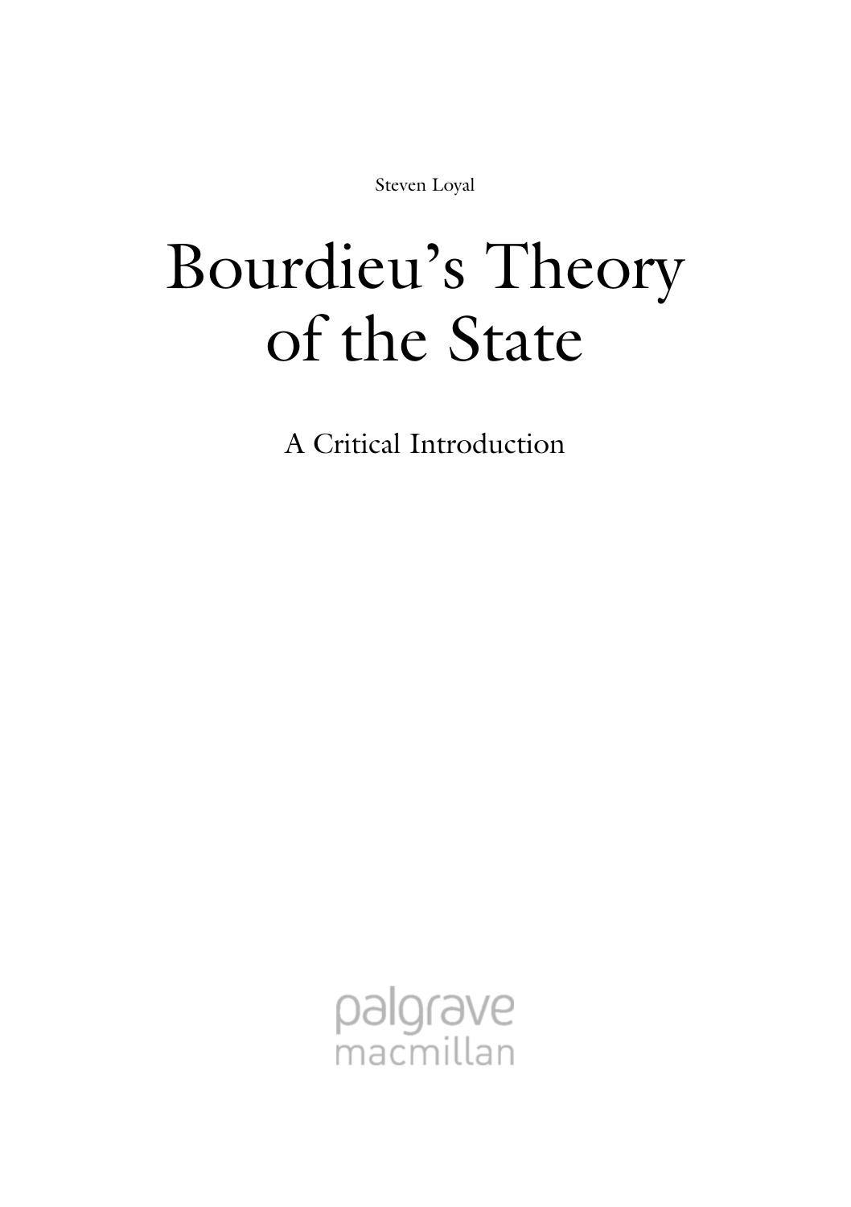Steven Loyal

# Bourdieu's Theory of the State

## A Critical Introduction

palgrave
macmillan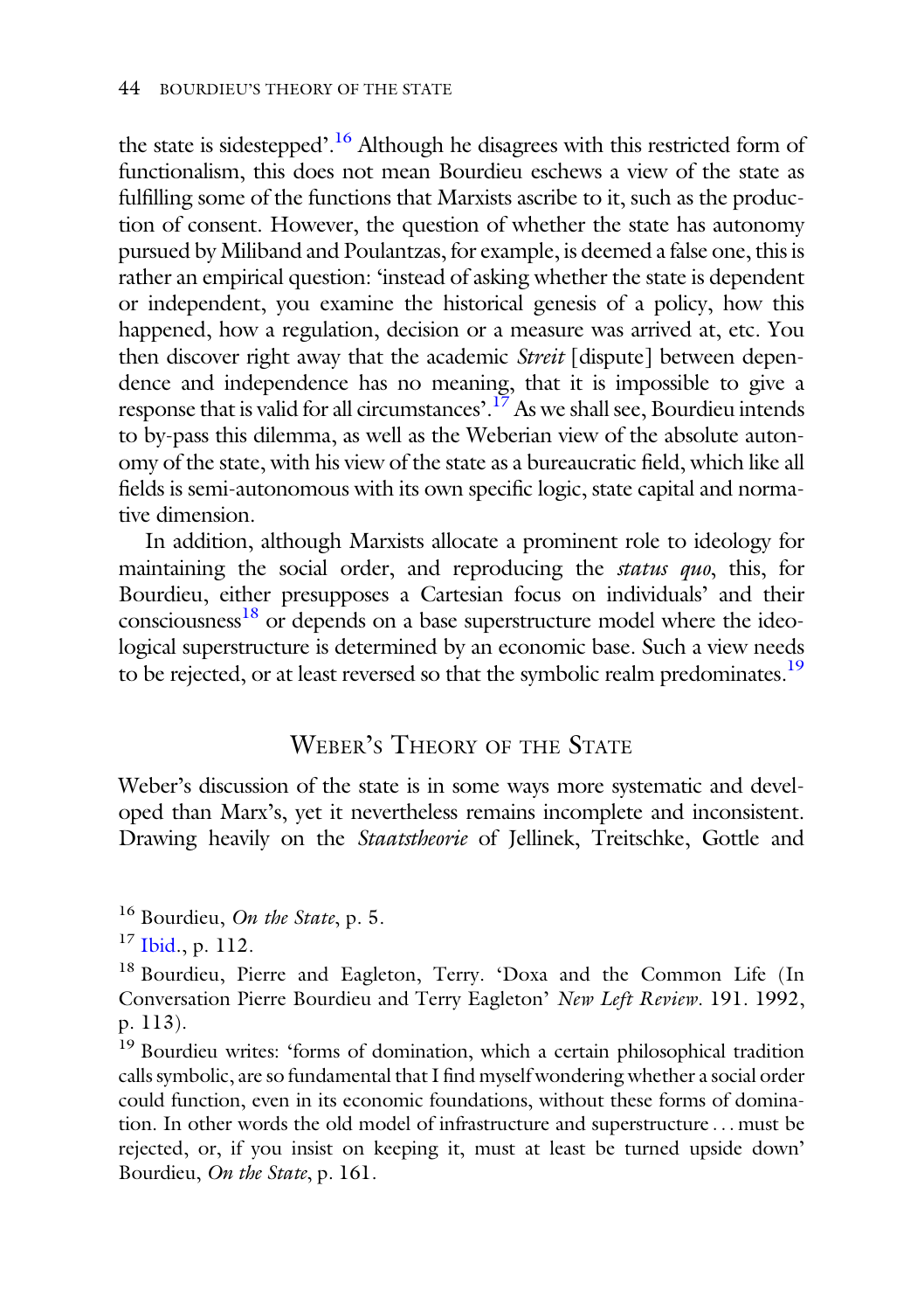the state is sidestepped'.[16] Although he disagrees with this restricted form of functionalism, this does not mean Bourdieu eschews a view of the state as fulfilling some of the functions that Marxists ascribe to it, such as the production of consent. However, the question of whether the state has autonomy pursued by Miliband and Poulantzas, for example, is deemed a false one, this is rather an empirical question: 'instead of asking whether the state is dependent or independent, you examine the historical genesis of a policy, how this happened, how a regulation, decision or a measure was arrived at, etc. You then discover right away that the academic *Streit* [dispute] between dependence and independence has no meaning, that it is impossible to give a response that is valid for all circumstances'.[17] As we shall see, Bourdieu intends to by-pass this dilemma, as well as the Weberian view of the absolute autonomy of the state, with his view of the state as a bureaucratic field, which like all fields is semi-autonomous with its own specific logic, state capital and normative dimension.

In addition, although Marxists allocate a prominent role to ideology for maintaining the social order, and reproducing the *status quo*, this, for Bourdieu, either presupposes a Cartesian focus on individuals' and their consciousness[18] or depends on a base superstructure model where the ideological superstructure is determined by an economic base. Such a view needs to be rejected, or at least reversed so that the symbolic realm predominates.[19]

## Weber's Theory of the State

Weber's discussion of the state is in some ways more systematic and developed than Marx's, yet it nevertheless remains incomplete and inconsistent. Drawing heavily on the *Staatstheorie* of Jellinek, Treitschke, Gottle and

---

[16] Bourdieu, *On the State*, p. 5.

[17] Ibid., p. 112.

[18] Bourdieu, Pierre and Eagleton, Terry. 'Doxa and the Common Life (In Conversation Pierre Bourdieu and Terry Eagleton' *New Left Review*. 191. 1992, p. 113).

[19] Bourdieu writes: 'forms of domination, which a certain philosophical tradition calls symbolic, are so fundamental that I find myself wondering whether a social order could function, even in its economic foundations, without these forms of domination. In other words the old model of infrastructure and superstructure . . . must be rejected, or, if you insist on keeping it, must at least be turned upside down' Bourdieu, *On the State*, p. 161.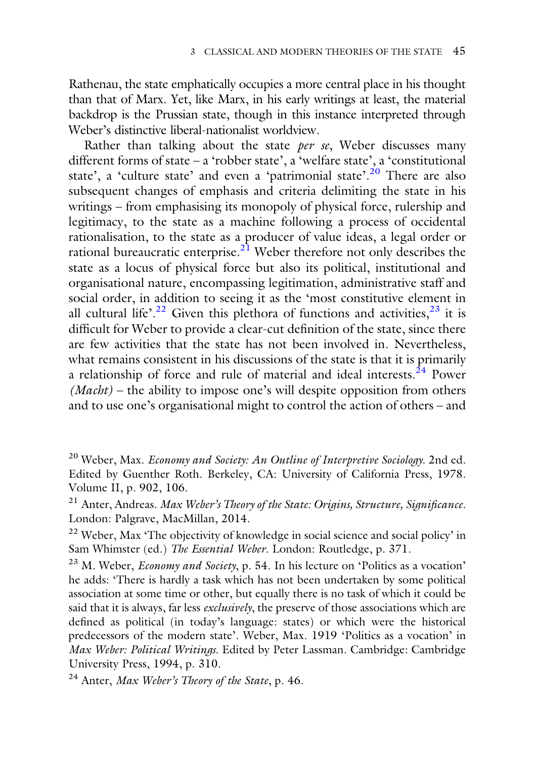Rathenau, the state emphatically occupies a more central place in his thought than that of Marx. Yet, like Marx, in his early writings at least, the material backdrop is the Prussian state, though in this instance interpreted through Weber's distinctive liberal-nationalist worldview.

Rather than talking about the state *per se*, Weber discusses many different forms of state – a 'robber state', a 'welfare state', a 'constitutional state', a 'culture state' and even a 'patrimonial state'.[20] There are also subsequent changes of emphasis and criteria delimiting the state in his writings – from emphasising its monopoly of physical force, rulership and legitimacy, to the state as a machine following a process of occidental rationalisation, to the state as a producer of value ideas, a legal order or rational bureaucratic enterprise.[21] Weber therefore not only describes the state as a locus of physical force but also its political, institutional and organisational nature, encompassing legitimation, administrative staff and social order, in addition to seeing it as the 'most constitutive element in all cultural life'.[22] Given this plethora of functions and activities,[23] it is difficult for Weber to provide a clear-cut definition of the state, since there are few activities that the state has not been involved in. Nevertheless, what remains consistent in his discussions of the state is that it is primarily a relationship of force and rule of material and ideal interests.[24] Power *(Macht)* – the ability to impose one's will despite opposition from others and to use one's organisational might to control the action of others – and

[20] Weber, Max. *Economy and Society: An Outline of Interpretive Sociology*. 2nd ed. Edited by Guenther Roth. Berkeley, CA: University of California Press, 1978. Volume II, p. 902, 106.

[21] Anter, Andreas. *Max Weber's Theory of the State: Origins, Structure, Significance*. London: Palgrave, MacMillan, 2014.

[22] Weber, Max 'The objectivity of knowledge in social science and social policy' in Sam Whimster (ed.) *The Essential Weber*. London: Routledge, p. 371.

[23] M. Weber, *Economy and Society*, p. 54. In his lecture on 'Politics as a vocation' he adds: 'There is hardly a task which has not been undertaken by some political association at some time or other, but equally there is no task of which it could be said that it is always, far less *exclusively*, the preserve of those associations which are defined as political (in today's language: states) or which were the historical predecessors of the modern state'. Weber, Max. 1919 'Politics as a vocation' in *Max Weber: Political Writings*. Edited by Peter Lassman. Cambridge: Cambridge University Press, 1994, p. 310.

[24] Anter, *Max Weber's Theory of the State*, p. 46.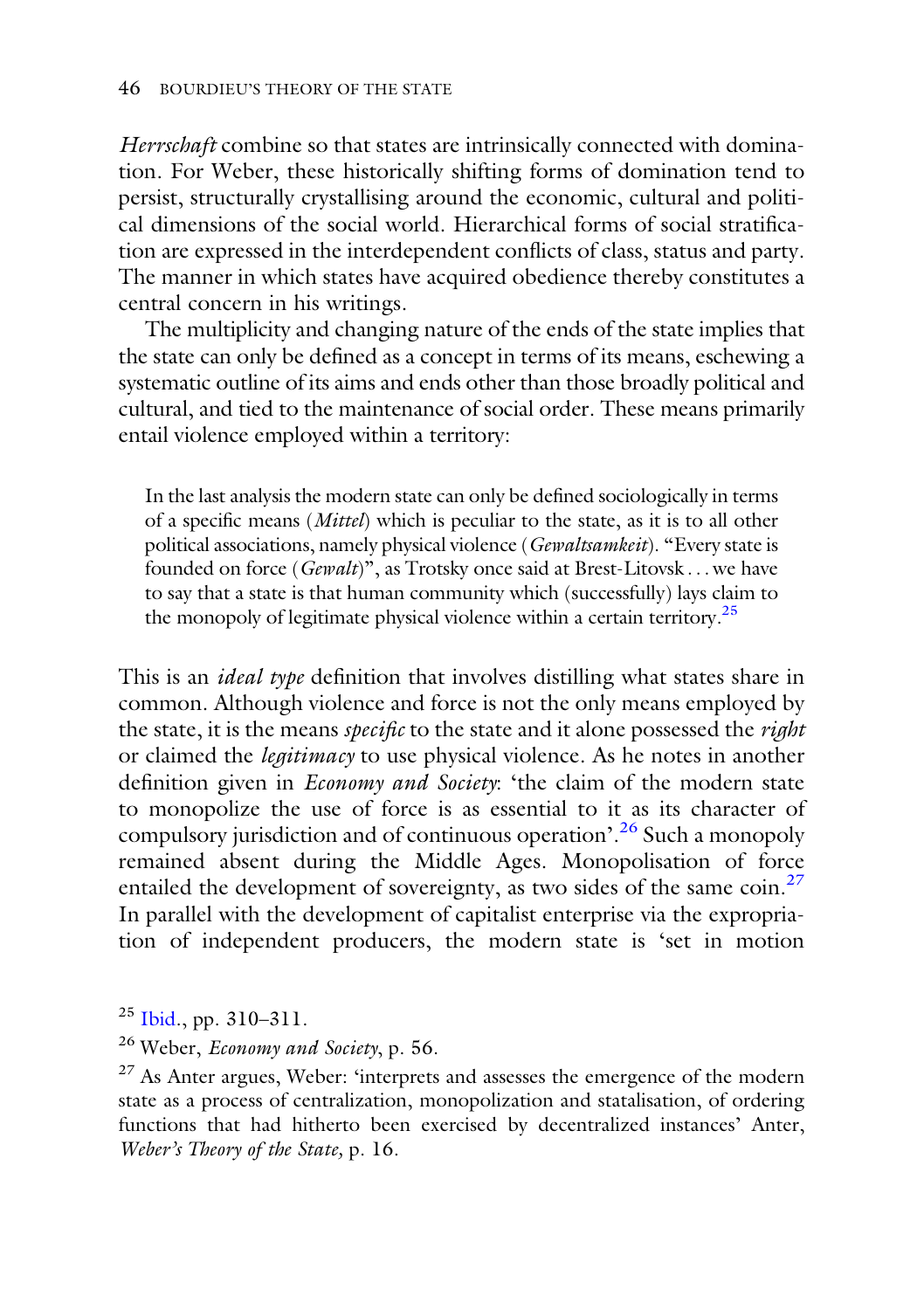*Herrschaft* combine so that states are intrinsically connected with domination. For Weber, these historically shifting forms of domination tend to persist, structurally crystallising around the economic, cultural and political dimensions of the social world. Hierarchical forms of social stratification are expressed in the interdependent conflicts of class, status and party. The manner in which states have acquired obedience thereby constitutes a central concern in his writings.

The multiplicity and changing nature of the ends of the state implies that the state can only be defined as a concept in terms of its means, eschewing a systematic outline of its aims and ends other than those broadly political and cultural, and tied to the maintenance of social order. These means primarily entail violence employed within a territory:

> In the last analysis the modern state can only be defined sociologically in terms of a specific means (*Mittel*) which is peculiar to the state, as it is to all other political associations, namely physical violence (*Gewaltsamkeit*). "Every state is founded on force (*Gewalt*)", as Trotsky once said at Brest-Litovsk . . . we have to say that a state is that human community which (successfully) lays claim to the monopoly of legitimate physical violence within a certain territory.[25]

This is an *ideal type* definition that involves distilling what states share in common. Although violence and force is not the only means employed by the state, it is the means *specific* to the state and it alone possessed the *right* or claimed the *legitimacy* to use physical violence. As he notes in another definition given in *Economy and Society*: 'the claim of the modern state to monopolize the use of force is as essential to it as its character of compulsory jurisdiction and of continuous operation'.[26] Such a monopoly remained absent during the Middle Ages. Monopolisation of force entailed the development of sovereignty, as two sides of the same coin.[27] In parallel with the development of capitalist enterprise via the expropriation of independent producers, the modern state is 'set in motion

[25] Ibid., pp. 310–311.

[26] Weber, *Economy and Society*, p. 56.

[27] As Anter argues, Weber: 'interprets and assesses the emergence of the modern state as a process of centralization, monopolization and statalisation, of ordering functions that had hitherto been exercised by decentralized instances' Anter, *Weber's Theory of the State,* p. 16.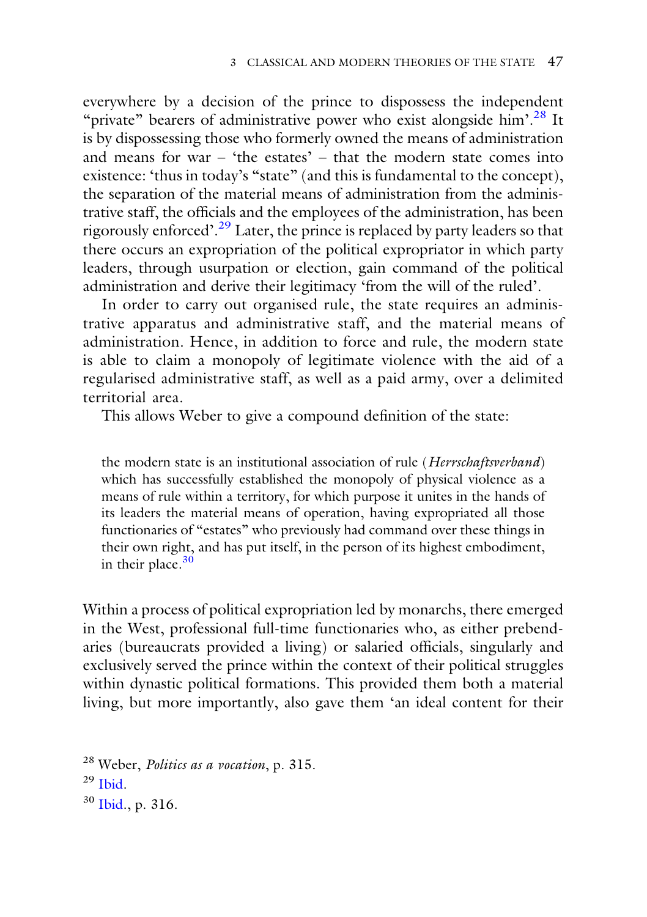everywhere by a decision of the prince to dispossess the independent "private" bearers of administrative power who exist alongside him'.[28] It is by dispossessing those who formerly owned the means of administration and means for war – 'the estates' – that the modern state comes into existence: 'thus in today's "state" (and this is fundamental to the concept), the separation of the material means of administration from the administrative staff, the officials and the employees of the administration, has been rigorously enforced'.[29] Later, the prince is replaced by party leaders so that there occurs an expropriation of the political expropriator in which party leaders, through usurpation or election, gain command of the political administration and derive their legitimacy 'from the will of the ruled'.

In order to carry out organised rule, the state requires an administrative apparatus and administrative staff, and the material means of administration. Hence, in addition to force and rule, the modern state is able to claim a monopoly of legitimate violence with the aid of a regularised administrative staff, as well as a paid army, over a delimited territorial area.

This allows Weber to give a compound definition of the state:

> the modern state is an institutional association of rule (*Herrschaftsverband*) which has successfully established the monopoly of physical violence as a means of rule within a territory, for which purpose it unites in the hands of its leaders the material means of operation, having expropriated all those functionaries of "estates" who previously had command over these things in their own right, and has put itself, in the person of its highest embodiment, in their place.[30]

Within a process of political expropriation led by monarchs, there emerged in the West, professional full-time functionaries who, as either prebendaries (bureaucrats provided a living) or salaried officials, singularly and exclusively served the prince within the context of their political struggles within dynastic political formations. This provided them both a material living, but more importantly, also gave them 'an ideal content for their

[28] Weber, *Politics as a vocation*, p. 315.
[29] Ibid.
[30] Ibid., p. 316.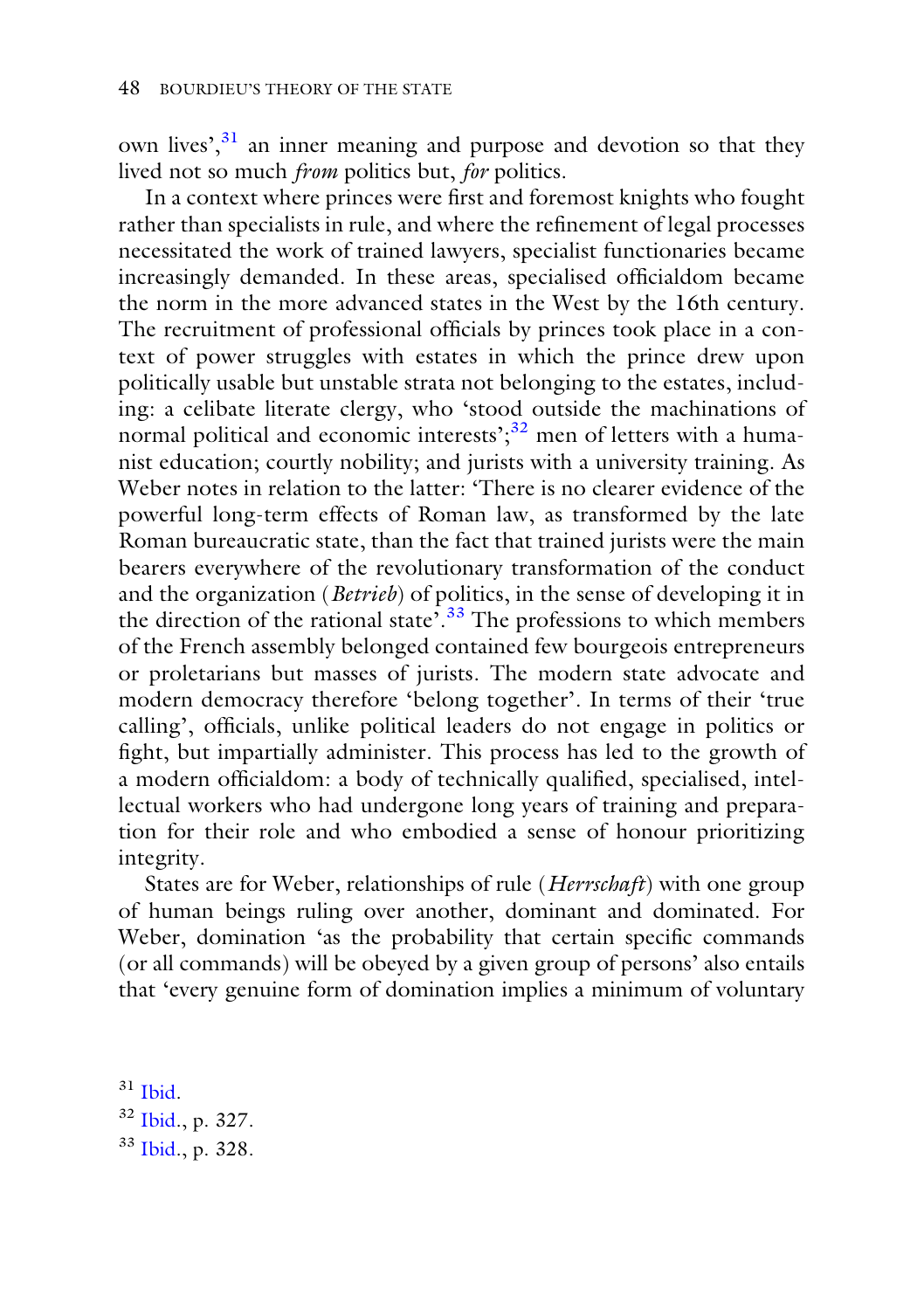own lives',[31] an inner meaning and purpose and devotion so that they lived not so much *from* politics but, *for* politics.

In a context where princes were first and foremost knights who fought rather than specialists in rule, and where the refinement of legal processes necessitated the work of trained lawyers, specialist functionaries became increasingly demanded. In these areas, specialised officialdom became the norm in the more advanced states in the West by the 16th century. The recruitment of professional officials by princes took place in a context of power struggles with estates in which the prince drew upon politically usable but unstable strata not belonging to the estates, including: a celibate literate clergy, who 'stood outside the machinations of normal political and economic interests';[32] men of letters with a humanist education; courtly nobility; and jurists with a university training. As Weber notes in relation to the latter: 'There is no clearer evidence of the powerful long-term effects of Roman law, as transformed by the late Roman bureaucratic state, than the fact that trained jurists were the main bearers everywhere of the revolutionary transformation of the conduct and the organization (*Betrieb*) of politics, in the sense of developing it in the direction of the rational state'.[33] The professions to which members of the French assembly belonged contained few bourgeois entrepreneurs or proletarians but masses of jurists. The modern state advocate and modern democracy therefore 'belong together'. In terms of their 'true calling', officials, unlike political leaders do not engage in politics or fight, but impartially administer. This process has led to the growth of a modern officialdom: a body of technically qualified, specialised, intellectual workers who had undergone long years of training and preparation for their role and who embodied a sense of honour prioritizing integrity.

States are for Weber, relationships of rule (*Herrschaft*) with one group of human beings ruling over another, dominant and dominated. For Weber, domination 'as the probability that certain specific commands (or all commands) will be obeyed by a given group of persons' also entails that 'every genuine form of domination implies a minimum of voluntary

[31] Ibid.

[32] Ibid., p. 327.

[33] Ibid., p. 328.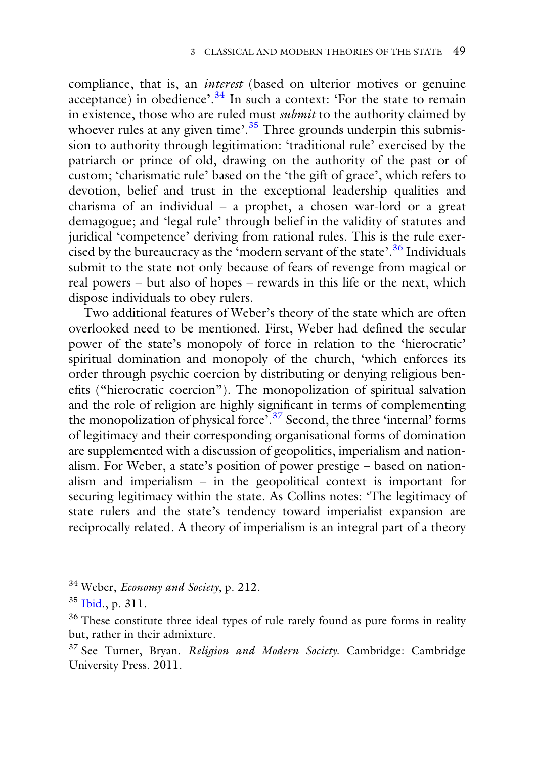compliance, that is, an *interest* (based on ulterior motives or genuine acceptance) in obedience'.[34] In such a context: 'For the state to remain in existence, those who are ruled must *submit* to the authority claimed by whoever rules at any given time'.[35] Three grounds underpin this submission to authority through legitimation: 'traditional rule' exercised by the patriarch or prince of old, drawing on the authority of the past or of custom; 'charismatic rule' based on the 'the gift of grace', which refers to devotion, belief and trust in the exceptional leadership qualities and charisma of an individual – a prophet, a chosen war-lord or a great demagogue; and 'legal rule' through belief in the validity of statutes and juridical 'competence' deriving from rational rules. This is the rule exercised by the bureaucracy as the 'modern servant of the state'.[36] Individuals submit to the state not only because of fears of revenge from magical or real powers – but also of hopes – rewards in this life or the next, which dispose individuals to obey rulers.

Two additional features of Weber's theory of the state which are often overlooked need to be mentioned. First, Weber had defined the secular power of the state's monopoly of force in relation to the 'hierocratic' spiritual domination and monopoly of the church, 'which enforces its order through psychic coercion by distributing or denying religious benefits ("hierocratic coercion"). The monopolization of spiritual salvation and the role of religion are highly significant in terms of complementing the monopolization of physical force'.[37] Second, the three 'internal' forms of legitimacy and their corresponding organisational forms of domination are supplemented with a discussion of geopolitics, imperialism and nationalism. For Weber, a state's position of power prestige – based on nationalism and imperialism – in the geopolitical context is important for securing legitimacy within the state. As Collins notes: 'The legitimacy of state rulers and the state's tendency toward imperialist expansion are reciprocally related. A theory of imperialism is an integral part of a theory

[34] Weber, *Economy and Society*, p. 212.

[35] Ibid., p. 311.

[36] These constitute three ideal types of rule rarely found as pure forms in reality but, rather in their admixture.

[37] See Turner, Bryan. *Religion and Modern Society.* Cambridge: Cambridge University Press. 2011.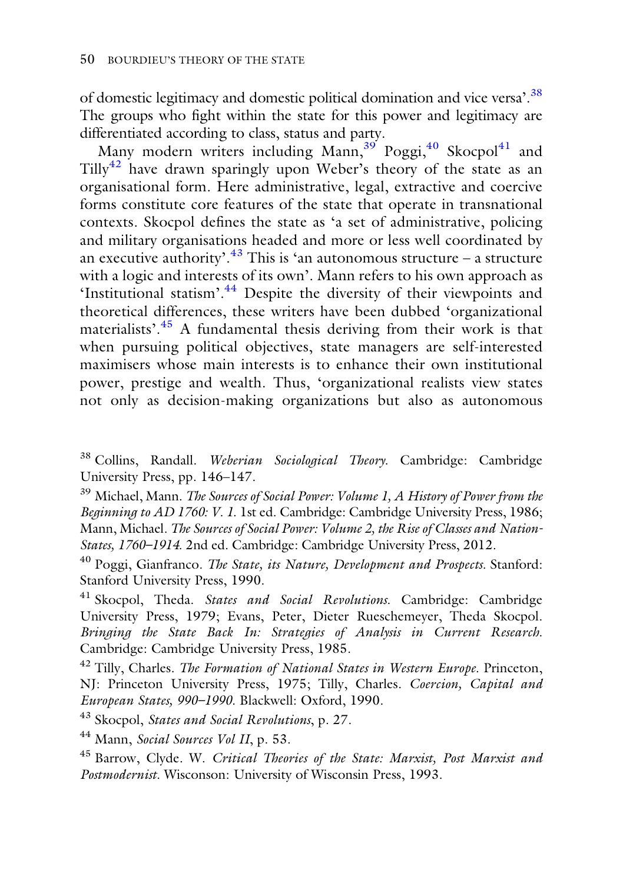of domestic legitimacy and domestic political domination and vice versa'.[38] The groups who fight within the state for this power and legitimacy are differentiated according to class, status and party.

Many modern writers including Mann,[39] Poggi,[40] Skocpol[41] and Tilly[42] have drawn sparingly upon Weber's theory of the state as an organisational form. Here administrative, legal, extractive and coercive forms constitute core features of the state that operate in transnational contexts. Skocpol defines the state as 'a set of administrative, policing and military organisations headed and more or less well coordinated by an executive authority'.[43] This is 'an autonomous structure – a structure with a logic and interests of its own'. Mann refers to his own approach as 'Institutional statism'.[44] Despite the diversity of their viewpoints and theoretical differences, these writers have been dubbed 'organizational materialists'.[45] A fundamental thesis deriving from their work is that when pursuing political objectives, state managers are self-interested maximisers whose main interests is to enhance their own institutional power, prestige and wealth. Thus, 'organizational realists view states not only as decision-making organizations but also as autonomous

[38] Collins, Randall. *Weberian Sociological Theory*. Cambridge: Cambridge University Press, pp. 146–147.

[39] Michael, Mann. *The Sources of Social Power: Volume 1, A History of Power from the Beginning to AD 1760: V. 1.* 1st ed. Cambridge: Cambridge University Press, 1986; Mann, Michael. *The Sources of Social Power: Volume 2, the Rise of Classes and Nation-States, 1760–1914*. 2nd ed. Cambridge: Cambridge University Press, 2012.

[40] Poggi, Gianfranco. *The State, its Nature, Development and Prospects*. Stanford: Stanford University Press, 1990.

[41] Skocpol, Theda. *States and Social Revolutions*. Cambridge: Cambridge University Press, 1979; Evans, Peter, Dieter Rueschemeyer, Theda Skocpol. *Bringing the State Back In: Strategies of Analysis in Current Research*. Cambridge: Cambridge University Press, 1985.

[42] Tilly, Charles. *The Formation of National States in Western Europe*. Princeton, NJ: Princeton University Press, 1975; Tilly, Charles. *Coercion, Capital and European States, 990–1990*. Blackwell: Oxford, 1990.

[43] Skocpol, *States and Social Revolutions*, p. 27.

[44] Mann, *Social Sources Vol II*, p. 53.

[45] Barrow, Clyde. W. *Critical Theories of the State: Marxist, Post Marxist and Postmodernist*. Wisconson: University of Wisconsin Press, 1993.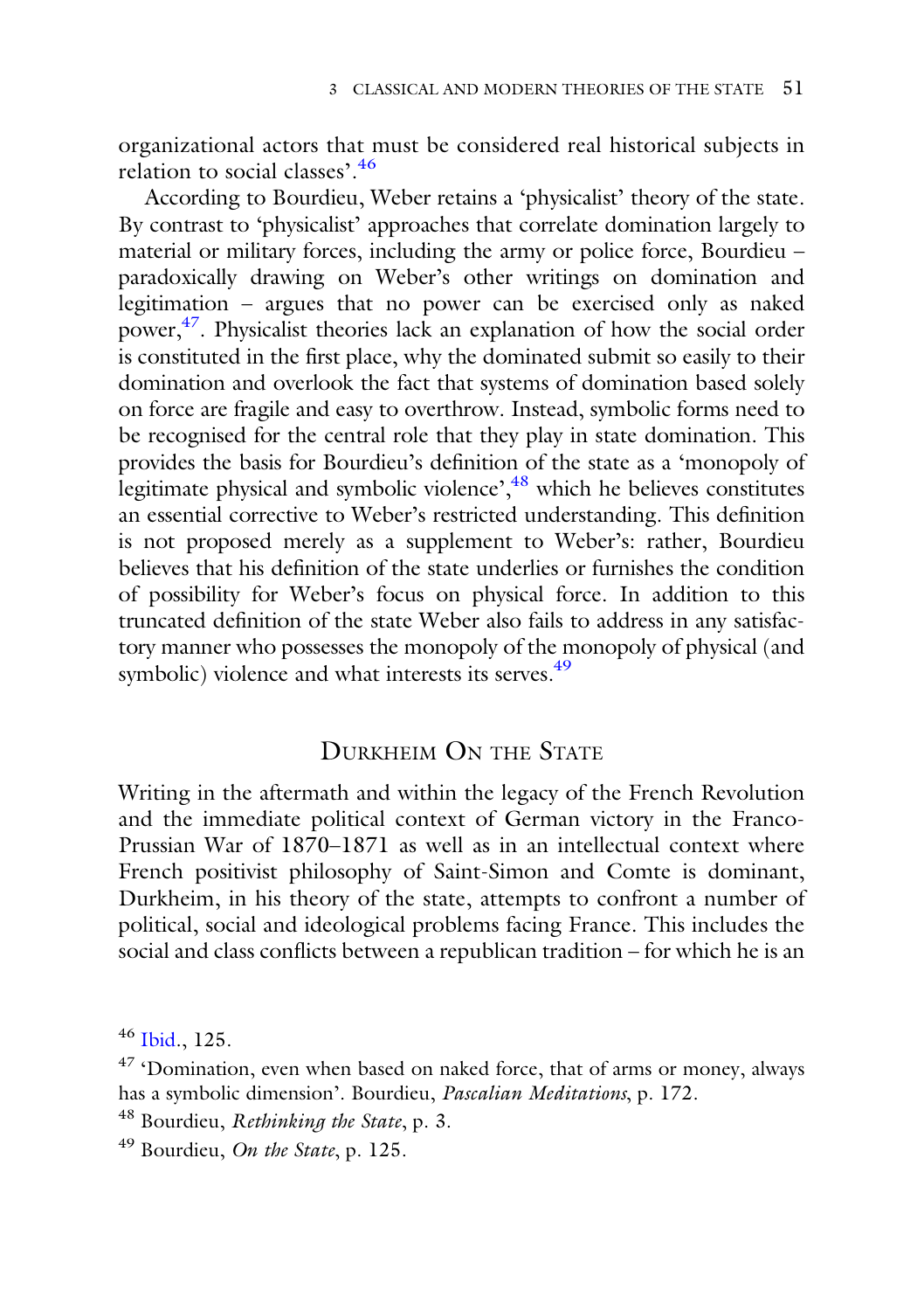organizational actors that must be considered real historical subjects in relation to social classes'.[46]

According to Bourdieu, Weber retains a 'physicalist' theory of the state. By contrast to 'physicalist' approaches that correlate domination largely to material or military forces, including the army or police force, Bourdieu – paradoxically drawing on Weber's other writings on domination and legitimation – argues that no power can be exercised only as naked power,[47]. Physicalist theories lack an explanation of how the social order is constituted in the first place, why the dominated submit so easily to their domination and overlook the fact that systems of domination based solely on force are fragile and easy to overthrow. Instead, symbolic forms need to be recognised for the central role that they play in state domination. This provides the basis for Bourdieu's definition of the state as a 'monopoly of legitimate physical and symbolic violence',[48] which he believes constitutes an essential corrective to Weber's restricted understanding. This definition is not proposed merely as a supplement to Weber's: rather, Bourdieu believes that his definition of the state underlies or furnishes the condition of possibility for Weber's focus on physical force. In addition to this truncated definition of the state Weber also fails to address in any satisfactory manner who possesses the monopoly of the monopoly of physical (and symbolic) violence and what interests its serves.[49]

## Durkheim On the State

Writing in the aftermath and within the legacy of the French Revolution and the immediate political context of German victory in the Franco-Prussian War of 1870–1871 as well as in an intellectual context where French positivist philosophy of Saint-Simon and Comte is dominant, Durkheim, in his theory of the state, attempts to confront a number of political, social and ideological problems facing France. This includes the social and class conflicts between a republican tradition – for which he is an

---

[46] Ibid., 125.

[47] 'Domination, even when based on naked force, that of arms or money, always has a symbolic dimension'. Bourdieu, *Pascalian Meditations*, p. 172.

[48] Bourdieu, *Rethinking the State*, p. 3.

[49] Bourdieu, *On the State*, p. 125.